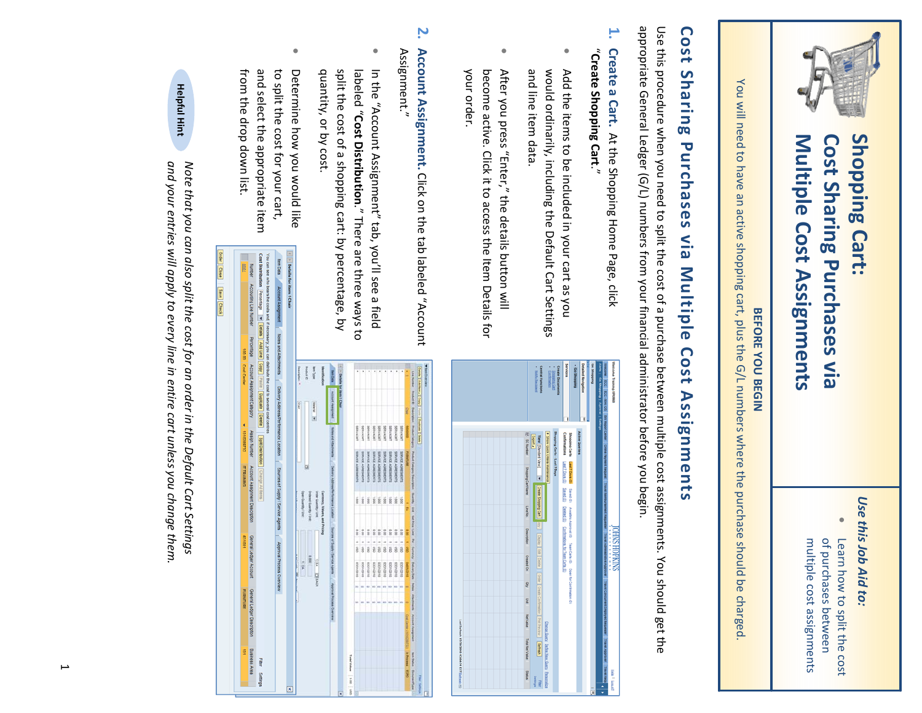# Shopping Cart: Cost Sharing Purchases via Multiple Cost Assignments

*Use this Job Aid to:*

- Learn how to split the cost of purchases between multiple cost assignments

**BEFORE YOU BEGIN**

You will need to have an active shopping cart, plus the G/L numbers where the purchase should be charged.

## Cost Sharing Purchases via Multiple Cost Assignments

Use this procedure when you need to split the cost of a purchase between multiple cost assignments. You should get the appropriate General Ledger (G/L) numbers from your financial administrator before you begin.

1. **Create a Cart.** At the Shopping Home Page, click **"Create Shopping Cart."**
   - Add the items to be included in your cart as you would ordinarily, including the Default Cart Settings and line item data.
   - After you press "Enter," the details button will become active. Click it to access the Item Details for your order.

2. **Account Assignment.** Click on the tab labeled "Account Assignment."
   - In the "Account Assignment" tab, you'll see a field labeled **"Cost Distribution."** There are three ways to split the cost of a shopping cart: by percentage, by quantity, or by cost.
   - Determine how you would like to split the cost for your cart, and select the appropriate item from the drop down list.

**Helpful Hint**

*Note that you can also split the cost for an order in the Default Cart Settings and your entries will apply to every line in entire cart unless you change them.*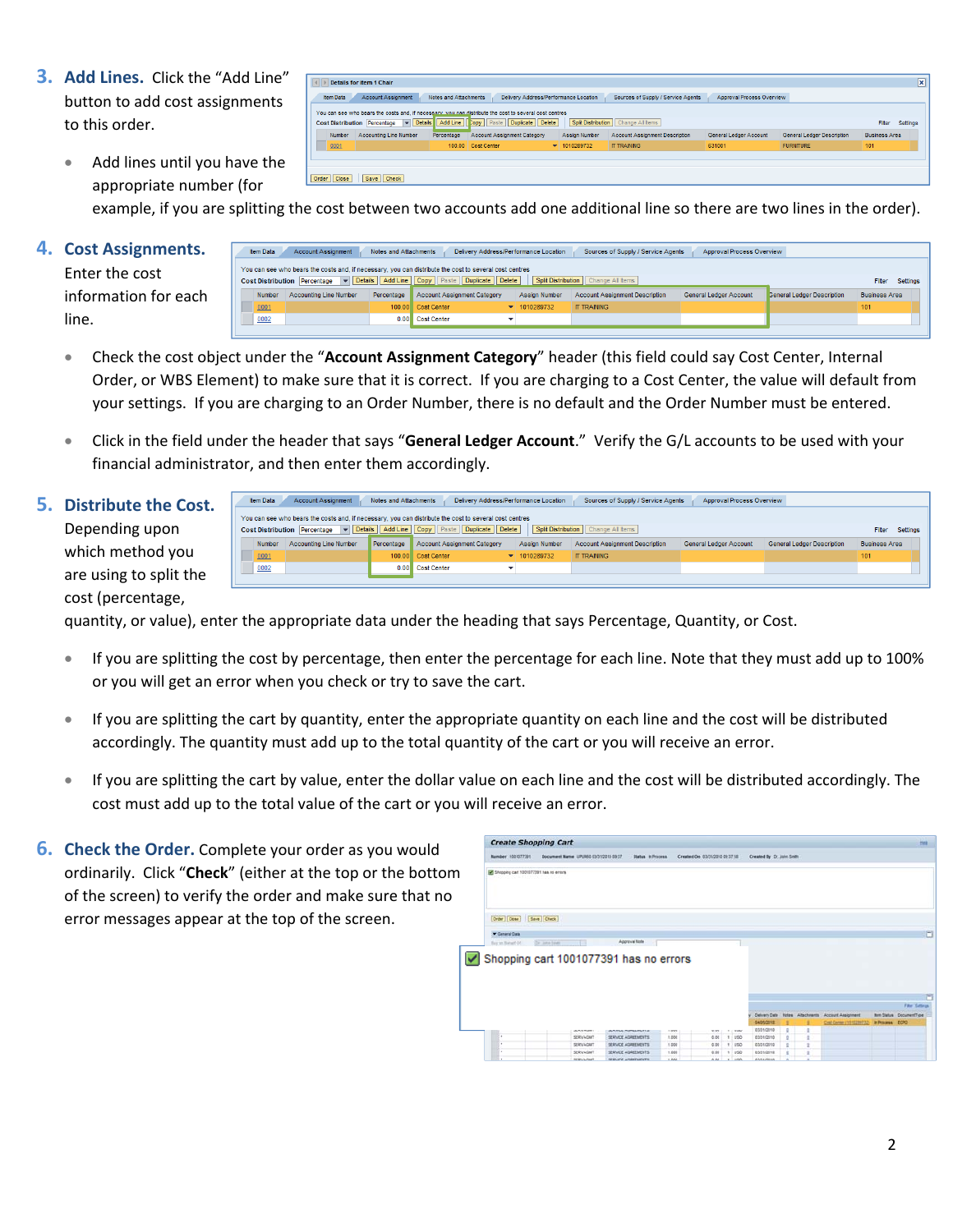3. **Add Lines.** Click the "Add Line" button to add cost assignments to this order.

   - Add lines until you have the appropriate number (for example, if you are splitting the cost between two accounts add one additional line so there are two lines in the order).

4. **Cost Assignments.** Enter the cost information for each line.

   - Check the cost object under the "**Account Assignment Category**" header (this field could say Cost Center, Internal Order, or WBS Element) to make sure that it is correct. If you are charging to a Cost Center, the value will default from your settings. If you are charging to an Order Number, there is no default and the Order Number must be entered.
   - Click in the field under the header that says "**General Ledger Account.**" Verify the G/L accounts to be used with your financial administrator, and then enter them accordingly.

5. **Distribute the Cost.** Depending upon which method you are using to split the cost (percentage, quantity, or value), enter the appropriate data under the heading that says Percentage, Quantity, or Cost.

   - If you are splitting the cost by percentage, then enter the percentage for each line. Note that they must add up to 100% or you will get an error when you check or try to save the cart.
   - If you are splitting the cart by quantity, enter the appropriate quantity on each line and the cost will be distributed accordingly. The quantity must add up to the total quantity of the cart or you will receive an error.
   - If you are splitting the cart by value, enter the dollar value on each line and the cost will be distributed accordingly. The cost must add up to the total value of the cart or you will receive an error.

6. **Check the Order.** Complete your order as you would ordinarily. Click "**Check**" (either at the top or the bottom of the screen) to verify the order and make sure that no error messages appear at the top of the screen.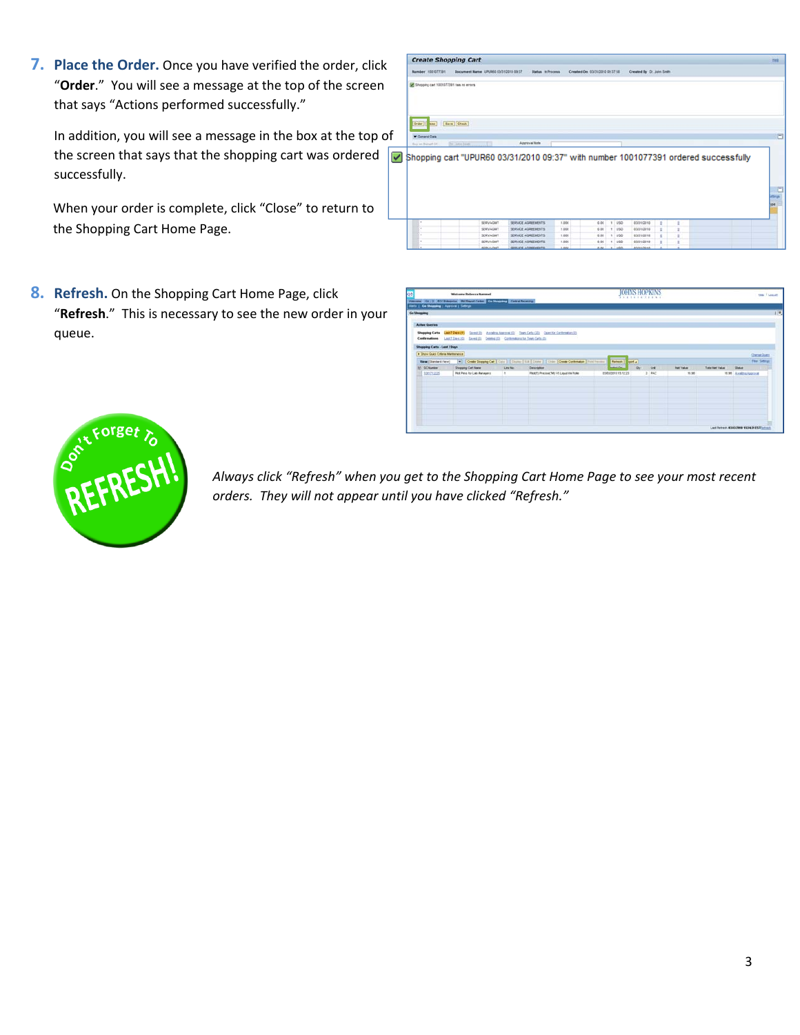**7. Place the Order.** Once you have verified the order, click "**Order**." You will see a message at the top of the screen that says "Actions performed successfully."

In addition, you will see a message in the box at the top of the screen that says that the shopping cart was ordered successfully.

When your order is complete, click "Close" to return to the Shopping Cart Home Page.

**8. Refresh.** On the Shopping Cart Home Page, click "**Refresh**." This is necessary to see the new order in your queue.

Don't Forget To REFRESH!

*Always click "Refresh" when you get to the Shopping Cart Home Page to see your most recent orders. They will not appear until you have clicked "Refresh."*